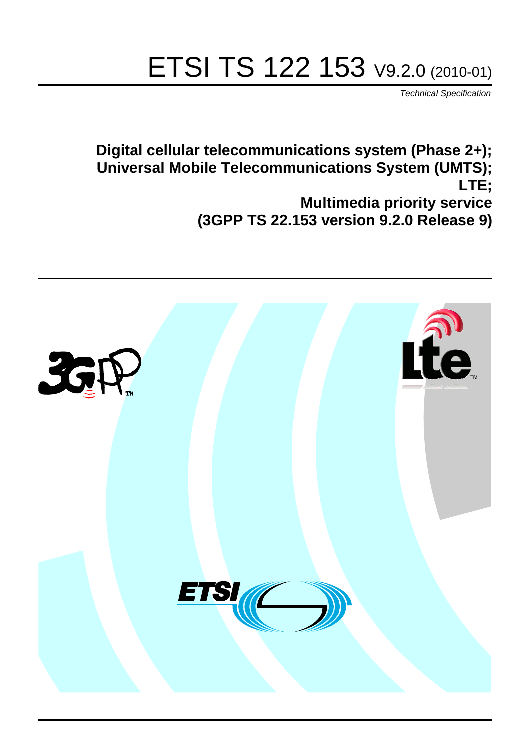# ETSI TS 122 153 V9.2.0 (2010-01)

*Technical Specification*

**Digital cellular telecommunications system (Phase 2+);**
**Universal Mobile Telecommunications System (UMTS);**
**LTE;**
**Multimedia priority service**
**(3GPP TS 22.153 version 9.2.0 Release 9)**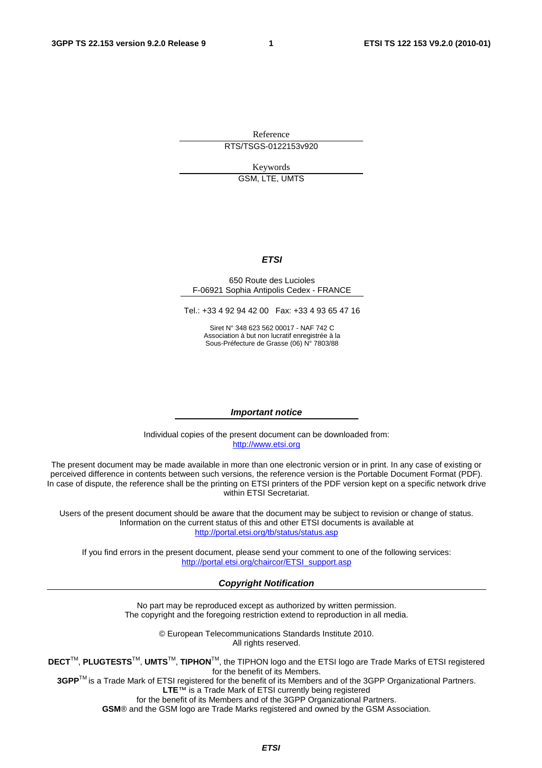Reference

RTS/TSGS-0122153v920

Keywords

GSM, LTE, UMTS

***ETSI***

650 Route des Lucioles
F-06921 Sophia Antipolis Cedex - FRANCE

Tel.: +33 4 92 94 42 00   Fax: +33 4 93 65 47 16

Siret N° 348 623 562 00017 - NAF 742 C
Association à but non lucratif enregistrée à la
Sous-Préfecture de Grasse (06) N° 7803/88

***Important notice***

Individual copies of the present document can be downloaded from:
http://www.etsi.org

The present document may be made available in more than one electronic version or in print. In any case of existing or perceived difference in contents between such versions, the reference version is the Portable Document Format (PDF). In case of dispute, the reference shall be the printing on ETSI printers of the PDF version kept on a specific network drive within ETSI Secretariat.

Users of the present document should be aware that the document may be subject to revision or change of status. Information on the current status of this and other ETSI documents is available at
http://portal.etsi.org/tb/status/status.asp

If you find errors in the present document, please send your comment to one of the following services:
http://portal.etsi.org/chaircor/ETSI_support.asp

***Copyright Notification***

No part may be reproduced except as authorized by written permission.
The copyright and the foregoing restriction extend to reproduction in all media.

© European Telecommunications Standards Institute 2010.
All rights reserved.

**DECT**™, **PLUGTESTS**™, **UMTS**™, **TIPHON**™, the TIPHON logo and the ETSI logo are Trade Marks of ETSI registered for the benefit of its Members.
**3GPP**™ is a Trade Mark of ETSI registered for the benefit of its Members and of the 3GPP Organizational Partners.
**LTE**™ is a Trade Mark of ETSI currently being registered
for the benefit of its Members and of the 3GPP Organizational Partners.
**GSM**® and the GSM logo are Trade Marks registered and owned by the GSM Association.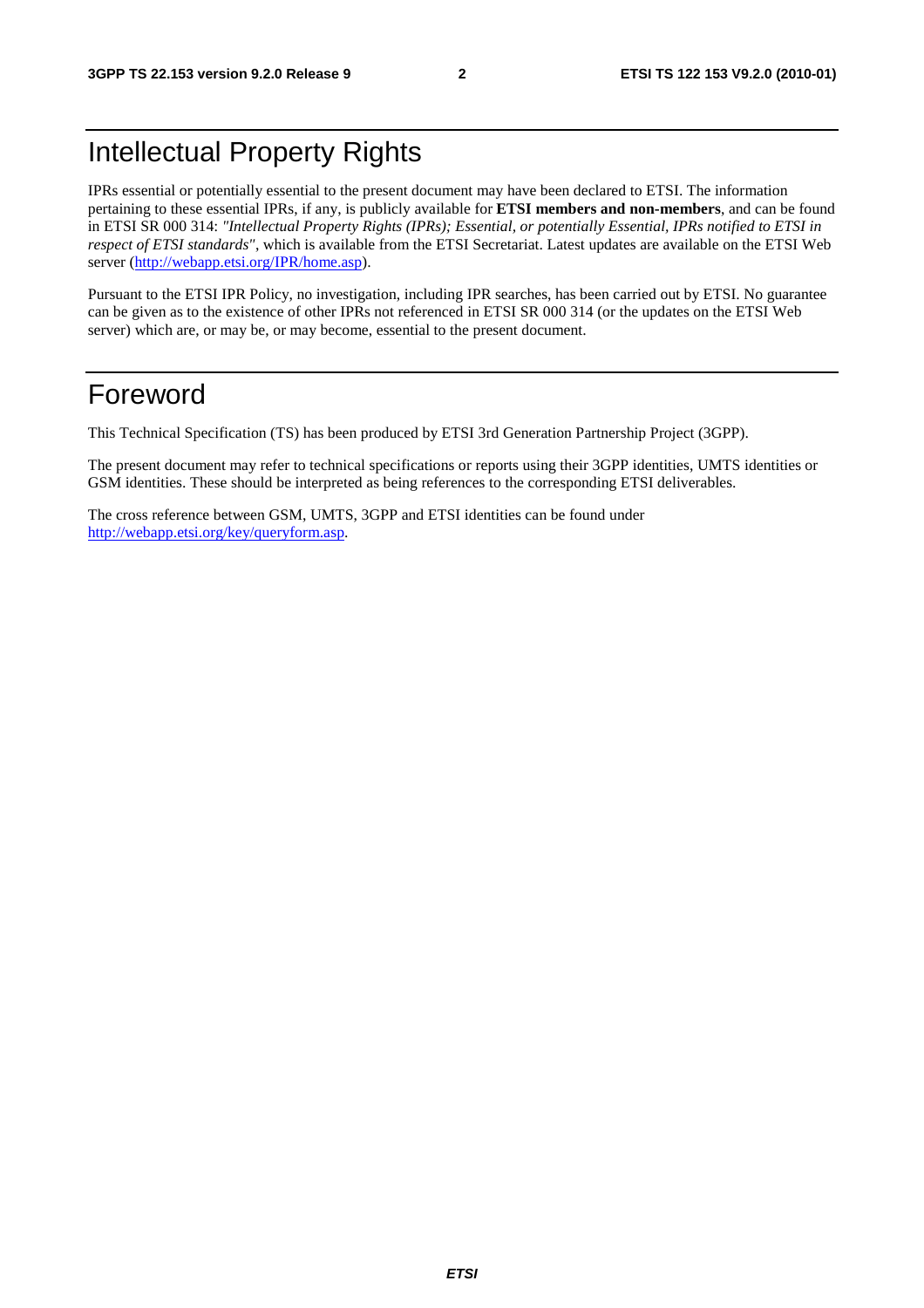# Intellectual Property Rights

IPRs essential or potentially essential to the present document may have been declared to ETSI. The information pertaining to these essential IPRs, if any, is publicly available for **ETSI members and non-members**, and can be found in ETSI SR 000 314: *"Intellectual Property Rights (IPRs); Essential, or potentially Essential, IPRs notified to ETSI in respect of ETSI standards"*, which is available from the ETSI Secretariat. Latest updates are available on the ETSI Web server (http://webapp.etsi.org/IPR/home.asp).

Pursuant to the ETSI IPR Policy, no investigation, including IPR searches, has been carried out by ETSI. No guarantee can be given as to the existence of other IPRs not referenced in ETSI SR 000 314 (or the updates on the ETSI Web server) which are, or may be, or may become, essential to the present document.

# Foreword

This Technical Specification (TS) has been produced by ETSI 3rd Generation Partnership Project (3GPP).

The present document may refer to technical specifications or reports using their 3GPP identities, UMTS identities or GSM identities. These should be interpreted as being references to the corresponding ETSI deliverables.

The cross reference between GSM, UMTS, 3GPP and ETSI identities can be found under http://webapp.etsi.org/key/queryform.asp.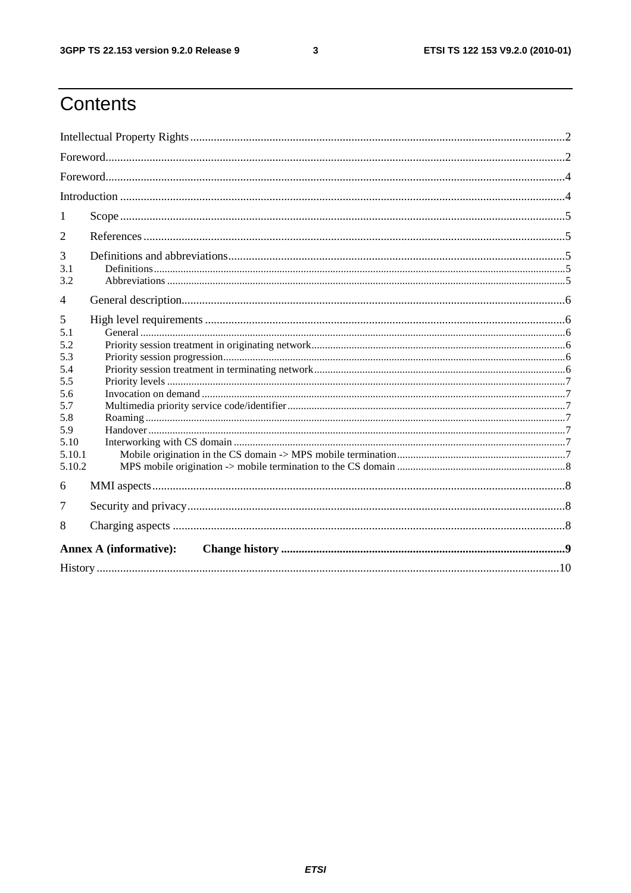# Contents

Intellectual Property Rights ..... 2
Foreword ..... 2
Foreword ..... 4
Introduction ..... 4
1 Scope ..... 5
2 References ..... 5
3 Definitions and abbreviations ..... 5
3.1 Definitions ..... 5
3.2 Abbreviations ..... 5
4 General description ..... 6
5 High level requirements ..... 6
5.1 General ..... 6
5.2 Priority session treatment in originating network ..... 6
5.3 Priority session progression ..... 6
5.4 Priority session treatment in terminating network ..... 6
5.5 Priority levels ..... 7
5.6 Invocation on demand ..... 7
5.7 Multimedia priority service code/identifier ..... 7
5.8 Roaming ..... 7
5.9 Handover ..... 7
5.10 Interworking with CS domain ..... 7
5.10.1 Mobile origination in the CS domain -> MPS mobile termination ..... 7
5.10.2 MPS mobile origination -> mobile termination to the CS domain ..... 8
6 MMI aspects ..... 8
7 Security and privacy ..... 8
8 Charging aspects ..... 8
**Annex A (informative): Change history ..... 9**
History ..... 10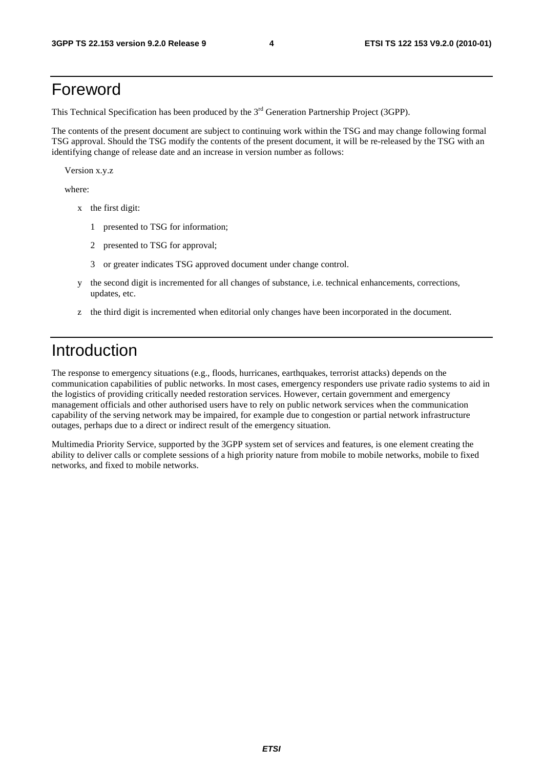# Foreword

This Technical Specification has been produced by the 3rd Generation Partnership Project (3GPP).

The contents of the present document are subject to continuing work within the TSG and may change following formal TSG approval. Should the TSG modify the contents of the present document, it will be re-released by the TSG with an identifying change of release date and an increase in version number as follows:

Version x.y.z

where:

- x the first digit:
  - 1 presented to TSG for information;
  - 2 presented to TSG for approval;
  - 3 or greater indicates TSG approved document under change control.
- y the second digit is incremented for all changes of substance, i.e. technical enhancements, corrections, updates, etc.
- z the third digit is incremented when editorial only changes have been incorporated in the document.

# Introduction

The response to emergency situations (e.g., floods, hurricanes, earthquakes, terrorist attacks) depends on the communication capabilities of public networks. In most cases, emergency responders use private radio systems to aid in the logistics of providing critically needed restoration services. However, certain government and emergency management officials and other authorised users have to rely on public network services when the communication capability of the serving network may be impaired, for example due to congestion or partial network infrastructure outages, perhaps due to a direct or indirect result of the emergency situation.

Multimedia Priority Service, supported by the 3GPP system set of services and features, is one element creating the ability to deliver calls or complete sessions of a high priority nature from mobile to mobile networks, mobile to fixed networks, and fixed to mobile networks.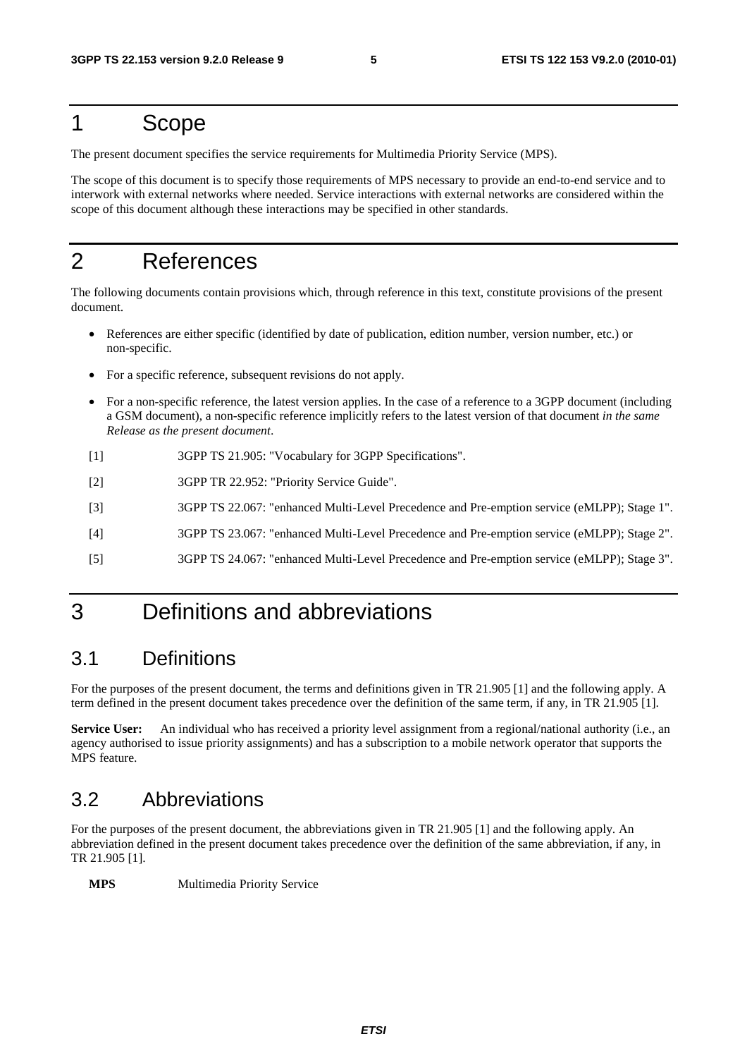# 1 Scope

The present document specifies the service requirements for Multimedia Priority Service (MPS).

The scope of this document is to specify those requirements of MPS necessary to provide an end-to-end service and to interwork with external networks where needed. Service interactions with external networks are considered within the scope of this document although these interactions may be specified in other standards.

# 2 References

The following documents contain provisions which, through reference in this text, constitute provisions of the present document.

- References are either specific (identified by date of publication, edition number, version number, etc.) or non-specific.
- For a specific reference, subsequent revisions do not apply.
- For a non-specific reference, the latest version applies. In the case of a reference to a 3GPP document (including a GSM document), a non-specific reference implicitly refers to the latest version of that document *in the same Release as the present document*.

[1] 3GPP TS 21.905: "Vocabulary for 3GPP Specifications".

[2] 3GPP TR 22.952: "Priority Service Guide".

[3] 3GPP TS 22.067: "enhanced Multi-Level Precedence and Pre-emption service (eMLPP); Stage 1".

[4] 3GPP TS 23.067: "enhanced Multi-Level Precedence and Pre-emption service (eMLPP); Stage 2".

[5] 3GPP TS 24.067: "enhanced Multi-Level Precedence and Pre-emption service (eMLPP); Stage 3".

# 3 Definitions and abbreviations

## 3.1 Definitions

For the purposes of the present document, the terms and definitions given in TR 21.905 [1] and the following apply. A term defined in the present document takes precedence over the definition of the same term, if any, in TR 21.905 [1].

**Service User:** An individual who has received a priority level assignment from a regional/national authority (i.e., an agency authorised to issue priority assignments) and has a subscription to a mobile network operator that supports the MPS feature.

## 3.2 Abbreviations

For the purposes of the present document, the abbreviations given in TR 21.905 [1] and the following apply. An abbreviation defined in the present document takes precedence over the definition of the same abbreviation, if any, in TR 21.905 [1].

**MPS** Multimedia Priority Service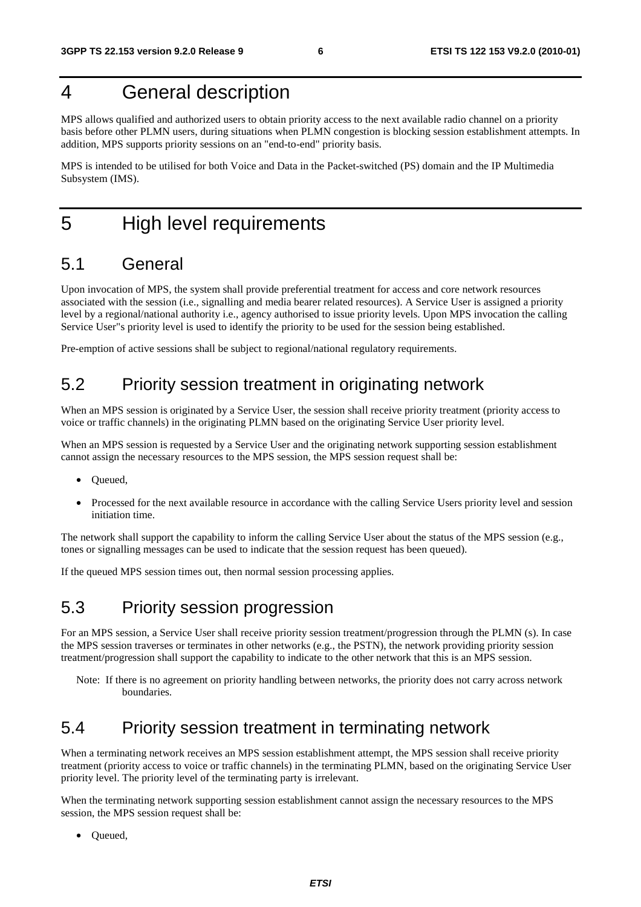# 4 General description

MPS allows qualified and authorized users to obtain priority access to the next available radio channel on a priority basis before other PLMN users, during situations when PLMN congestion is blocking session establishment attempts. In addition, MPS supports priority sessions on an "end-to-end" priority basis.

MPS is intended to be utilised for both Voice and Data in the Packet-switched (PS) domain and the IP Multimedia Subsystem (IMS).

# 5 High level requirements

## 5.1 General

Upon invocation of MPS, the system shall provide preferential treatment for access and core network resources associated with the session (i.e., signalling and media bearer related resources). A Service User is assigned a priority level by a regional/national authority i.e., agency authorised to issue priority levels. Upon MPS invocation the calling Service User"s priority level is used to identify the priority to be used for the session being established.

Pre-emption of active sessions shall be subject to regional/national regulatory requirements.

## 5.2 Priority session treatment in originating network

When an MPS session is originated by a Service User, the session shall receive priority treatment (priority access to voice or traffic channels) in the originating PLMN based on the originating Service User priority level.

When an MPS session is requested by a Service User and the originating network supporting session establishment cannot assign the necessary resources to the MPS session, the MPS session request shall be:

- Queued,
- Processed for the next available resource in accordance with the calling Service Users priority level and session initiation time.

The network shall support the capability to inform the calling Service User about the status of the MPS session (e.g., tones or signalling messages can be used to indicate that the session request has been queued).

If the queued MPS session times out, then normal session processing applies.

## 5.3 Priority session progression

For an MPS session, a Service User shall receive priority session treatment/progression through the PLMN (s). In case the MPS session traverses or terminates in other networks (e.g., the PSTN), the network providing priority session treatment/progression shall support the capability to indicate to the other network that this is an MPS session.

Note: If there is no agreement on priority handling between networks, the priority does not carry across network boundaries.

## 5.4 Priority session treatment in terminating network

When a terminating network receives an MPS session establishment attempt, the MPS session shall receive priority treatment (priority access to voice or traffic channels) in the terminating PLMN, based on the originating Service User priority level. The priority level of the terminating party is irrelevant.

When the terminating network supporting session establishment cannot assign the necessary resources to the MPS session, the MPS session request shall be:

- Queued,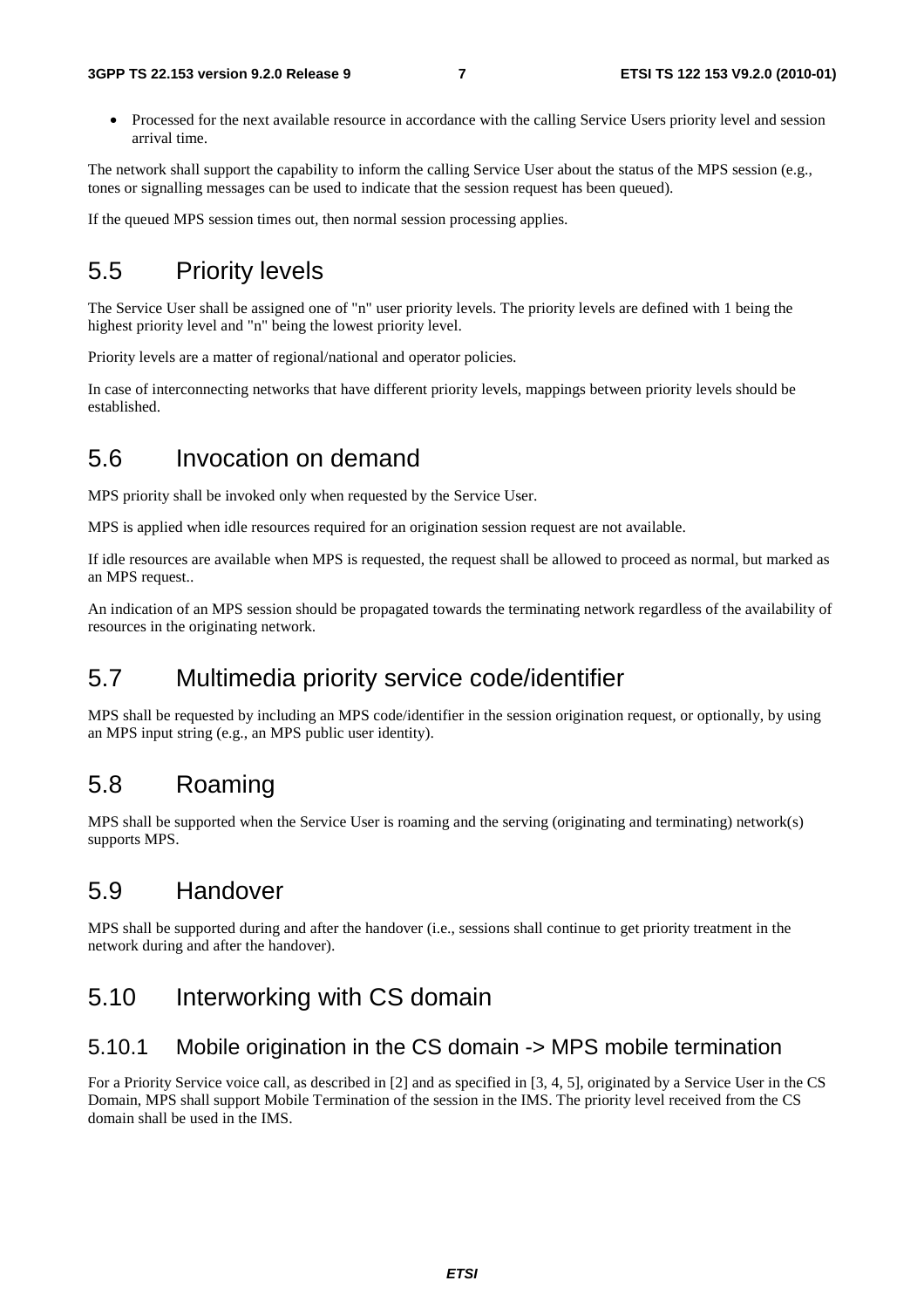- Processed for the next available resource in accordance with the calling Service Users priority level and session arrival time.

The network shall support the capability to inform the calling Service User about the status of the MPS session (e.g., tones or signalling messages can be used to indicate that the session request has been queued).

If the queued MPS session times out, then normal session processing applies.

## 5.5 Priority levels

The Service User shall be assigned one of "n" user priority levels. The priority levels are defined with 1 being the highest priority level and "n" being the lowest priority level.

Priority levels are a matter of regional/national and operator policies.

In case of interconnecting networks that have different priority levels, mappings between priority levels should be established.

## 5.6 Invocation on demand

MPS priority shall be invoked only when requested by the Service User.

MPS is applied when idle resources required for an origination session request are not available.

If idle resources are available when MPS is requested, the request shall be allowed to proceed as normal, but marked as an MPS request..

An indication of an MPS session should be propagated towards the terminating network regardless of the availability of resources in the originating network.

## 5.7 Multimedia priority service code/identifier

MPS shall be requested by including an MPS code/identifier in the session origination request, or optionally, by using an MPS input string (e.g., an MPS public user identity).

## 5.8 Roaming

MPS shall be supported when the Service User is roaming and the serving (originating and terminating) network(s) supports MPS.

## 5.9 Handover

MPS shall be supported during and after the handover (i.e., sessions shall continue to get priority treatment in the network during and after the handover).

## 5.10 Interworking with CS domain

### 5.10.1 Mobile origination in the CS domain -> MPS mobile termination

For a Priority Service voice call, as described in [2] and as specified in [3, 4, 5], originated by a Service User in the CS Domain, MPS shall support Mobile Termination of the session in the IMS. The priority level received from the CS domain shall be used in the IMS.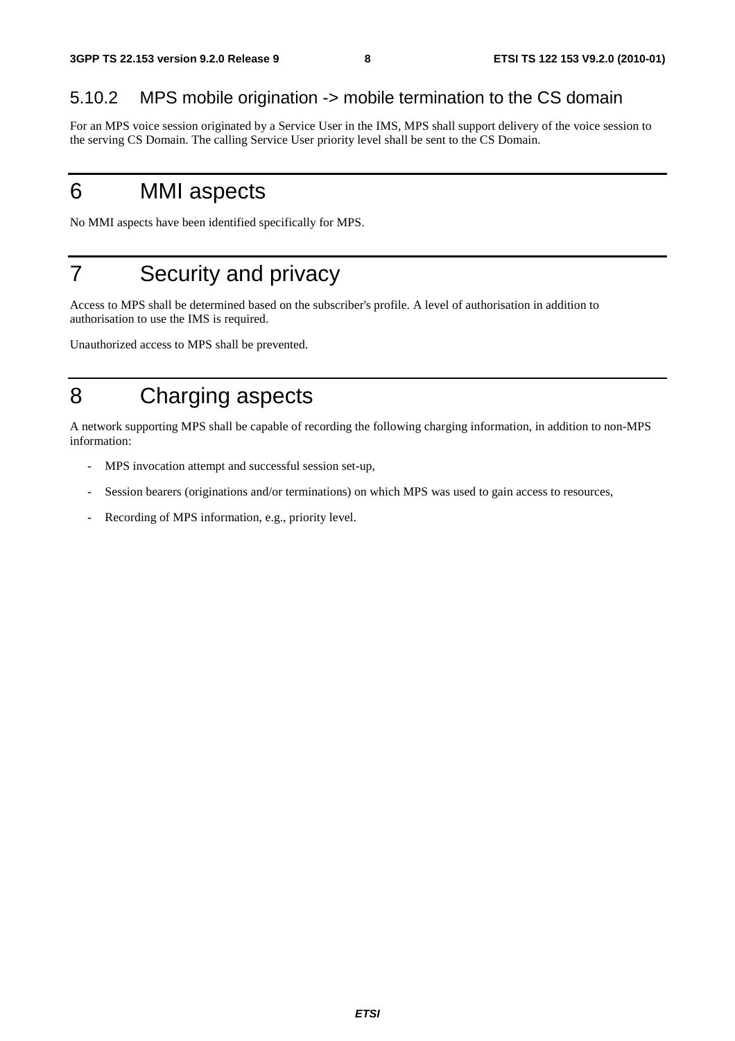### 5.10.2 MPS mobile origination -> mobile termination to the CS domain

For an MPS voice session originated by a Service User in the IMS, MPS shall support delivery of the voice session to the serving CS Domain. The calling Service User priority level shall be sent to the CS Domain.

# 6 MMI aspects

No MMI aspects have been identified specifically for MPS.

# 7 Security and privacy

Access to MPS shall be determined based on the subscriber's profile. A level of authorisation in addition to authorisation to use the IMS is required.

Unauthorized access to MPS shall be prevented.

# 8 Charging aspects

A network supporting MPS shall be capable of recording the following charging information, in addition to non-MPS information:

- MPS invocation attempt and successful session set-up,
- Session bearers (originations and/or terminations) on which MPS was used to gain access to resources,
- Recording of MPS information, e.g., priority level.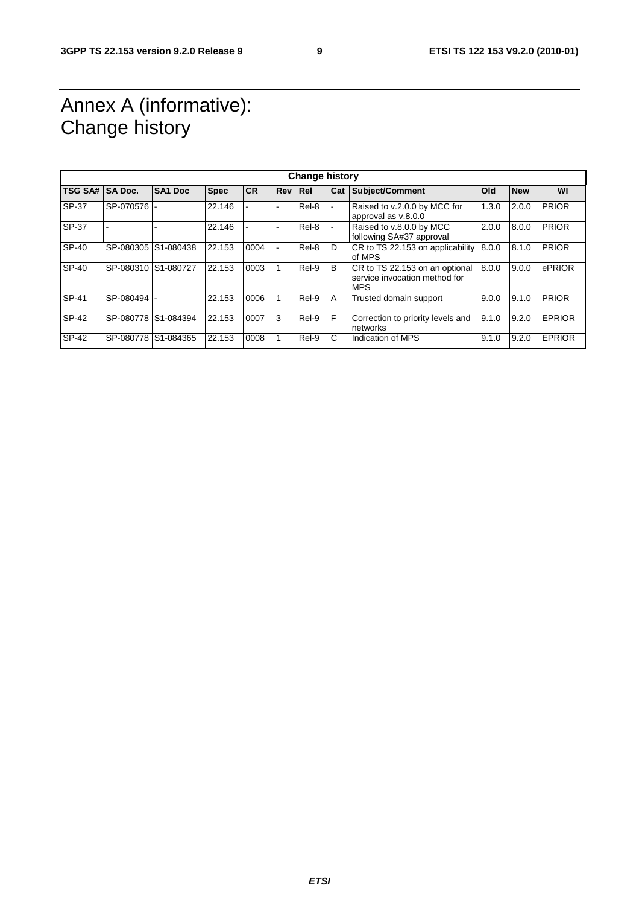# Annex A (informative): Change history

| Change history | | | | | | | | | | | |
|---|---|---|---|---|---|---|---|---|---|---|---|
| **TSG SA#** | **SA Doc.** | **SA1 Doc** | **Spec** | **CR** | **Rev** | **Rel** | **Cat** | **Subject/Comment** | **Old** | **New** | **WI** |
| SP-37 | SP-070576 | - | 22.146 | - | - | Rel-8 | - | Raised to v.2.0.0 by MCC for approval as v.8.0.0 | 1.3.0 | 2.0.0 | PRIOR |
| SP-37 | - | - | 22.146 | - | - | Rel-8 | - | Raised to v.8.0.0 by MCC following SA#37 approval | 2.0.0 | 8.0.0 | PRIOR |
| SP-40 | SP-080305 | S1-080438 | 22.153 | 0004 | - | Rel-8 | D | CR to TS 22.153 on applicability of MPS | 8.0.0 | 8.1.0 | PRIOR |
| SP-40 | SP-080310 | S1-080727 | 22.153 | 0003 | 1 | Rel-9 | B | CR to TS 22.153 on an optional service invocation method for MPS | 8.0.0 | 9.0.0 | ePRIOR |
| SP-41 | SP-080494 | - | 22.153 | 0006 | 1 | Rel-9 | A | Trusted domain support | 9.0.0 | 9.1.0 | PRIOR |
| SP-42 | SP-080778 | S1-084394 | 22.153 | 0007 | 3 | Rel-9 | F | Correction to priority levels and networks | 9.1.0 | 9.2.0 | EPRIOR |
| SP-42 | SP-080778 | S1-084365 | 22.153 | 0008 | 1 | Rel-9 | C | Indication of MPS | 9.1.0 | 9.2.0 | EPRIOR |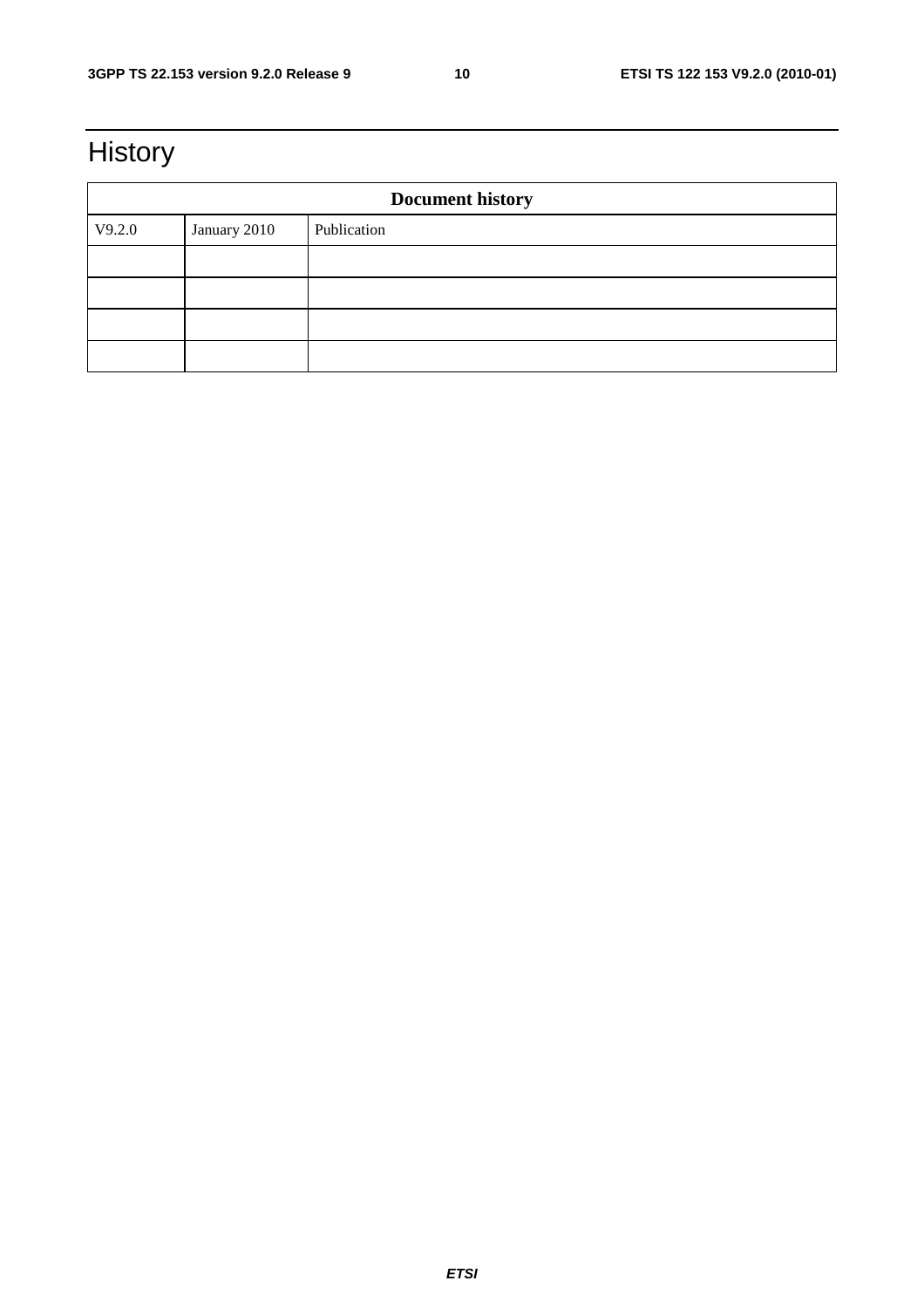# History

| Document history | | |
|---|---|---|
| V9.2.0 | January 2010 | Publication |
| | | |
| | | |
| | | |
| | | |